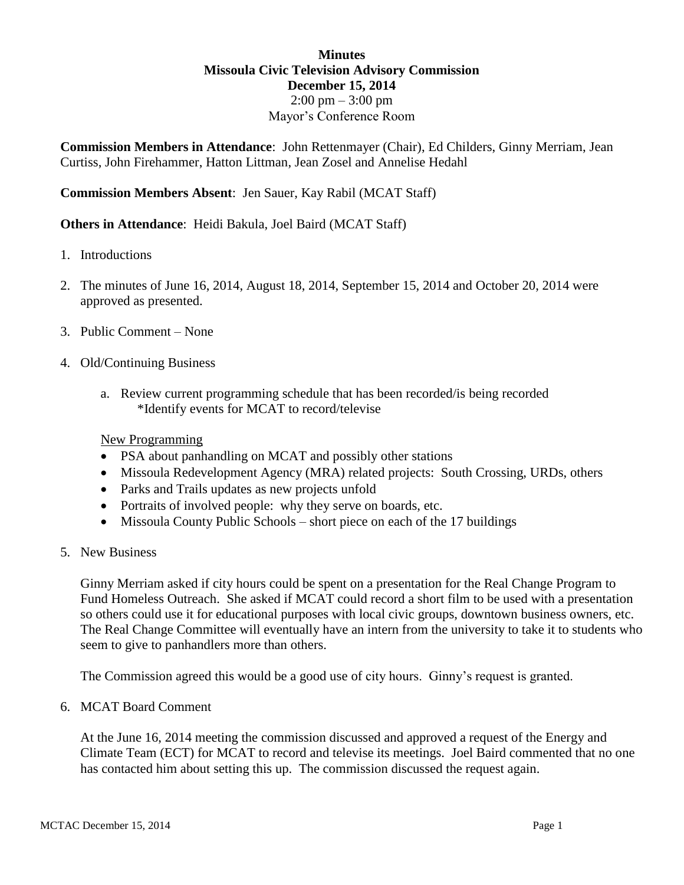**Minutes**
**Missoula Civic Television Advisory Commission**
**December 15, 2014**
2:00 pm – 3:00 pm
Mayor's Conference Room

**Commission Members in Attendance**: John Rettenmayer (Chair), Ed Childers, Ginny Merriam, Jean Curtiss, John Firehammer, Hatton Littman, Jean Zosel and Annelise Hedahl

**Commission Members Absent**: Jen Sauer, Kay Rabil (MCAT Staff)

**Others in Attendance**: Heidi Bakula, Joel Baird (MCAT Staff)

1. Introductions

2. The minutes of June 16, 2014, August 18, 2014, September 15, 2014 and October 20, 2014 were approved as presented.

3. Public Comment – None

4. Old/Continuing Business

   a. Review current programming schedule that has been recorded/is being recorded
      *Identify events for MCAT to record/televise

   New Programming

   - PSA about panhandling on MCAT and possibly other stations
   - Missoula Redevelopment Agency (MRA) related projects: South Crossing, URDs, others
   - Parks and Trails updates as new projects unfold
   - Portraits of involved people: why they serve on boards, etc.
   - Missoula County Public Schools – short piece on each of the 17 buildings

5. New Business

   Ginny Merriam asked if city hours could be spent on a presentation for the Real Change Program to Fund Homeless Outreach. She asked if MCAT could record a short film to be used with a presentation so others could use it for educational purposes with local civic groups, downtown business owners, etc. The Real Change Committee will eventually have an intern from the university to take it to students who seem to give to panhandlers more than others.

   The Commission agreed this would be a good use of city hours. Ginny's request is granted.

6. MCAT Board Comment

   At the June 16, 2014 meeting the commission discussed and approved a request of the Energy and Climate Team (ECT) for MCAT to record and televise its meetings. Joel Baird commented that no one has contacted him about setting this up. The commission discussed the request again.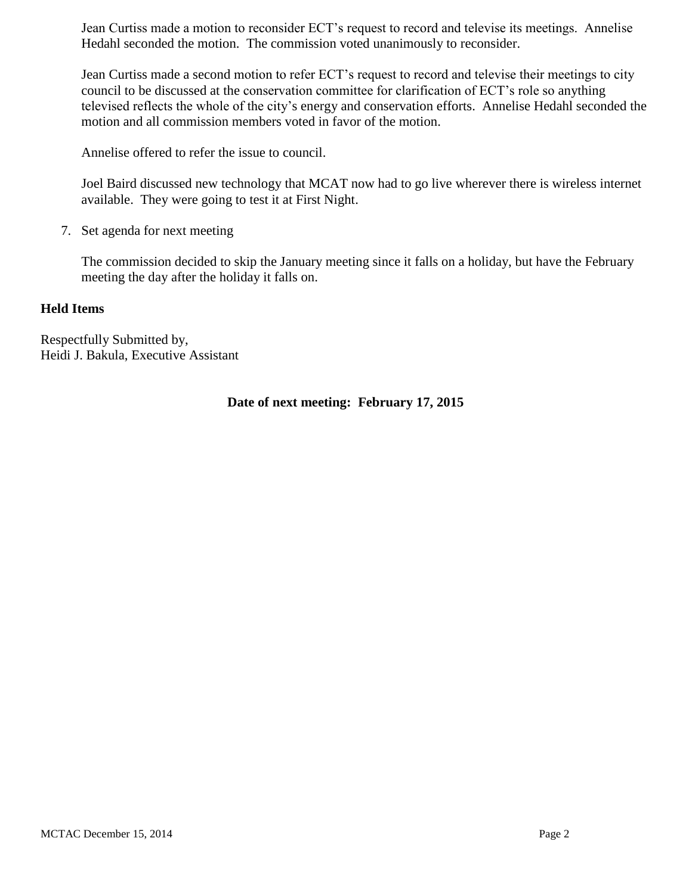Jean Curtiss made a motion to reconsider ECT's request to record and televise its meetings. Annelise Hedahl seconded the motion. The commission voted unanimously to reconsider.

Jean Curtiss made a second motion to refer ECT's request to record and televise their meetings to city council to be discussed at the conservation committee for clarification of ECT's role so anything televised reflects the whole of the city's energy and conservation efforts. Annelise Hedahl seconded the motion and all commission members voted in favor of the motion.

Annelise offered to refer the issue to council.

Joel Baird discussed new technology that MCAT now had to go live wherever there is wireless internet available. They were going to test it at First Night.

7. Set agenda for next meeting

   The commission decided to skip the January meeting since it falls on a holiday, but have the February meeting the day after the holiday it falls on.

**Held Items**

Respectfully Submitted by,
Heidi J. Bakula, Executive Assistant

**Date of next meeting: February 17, 2015**